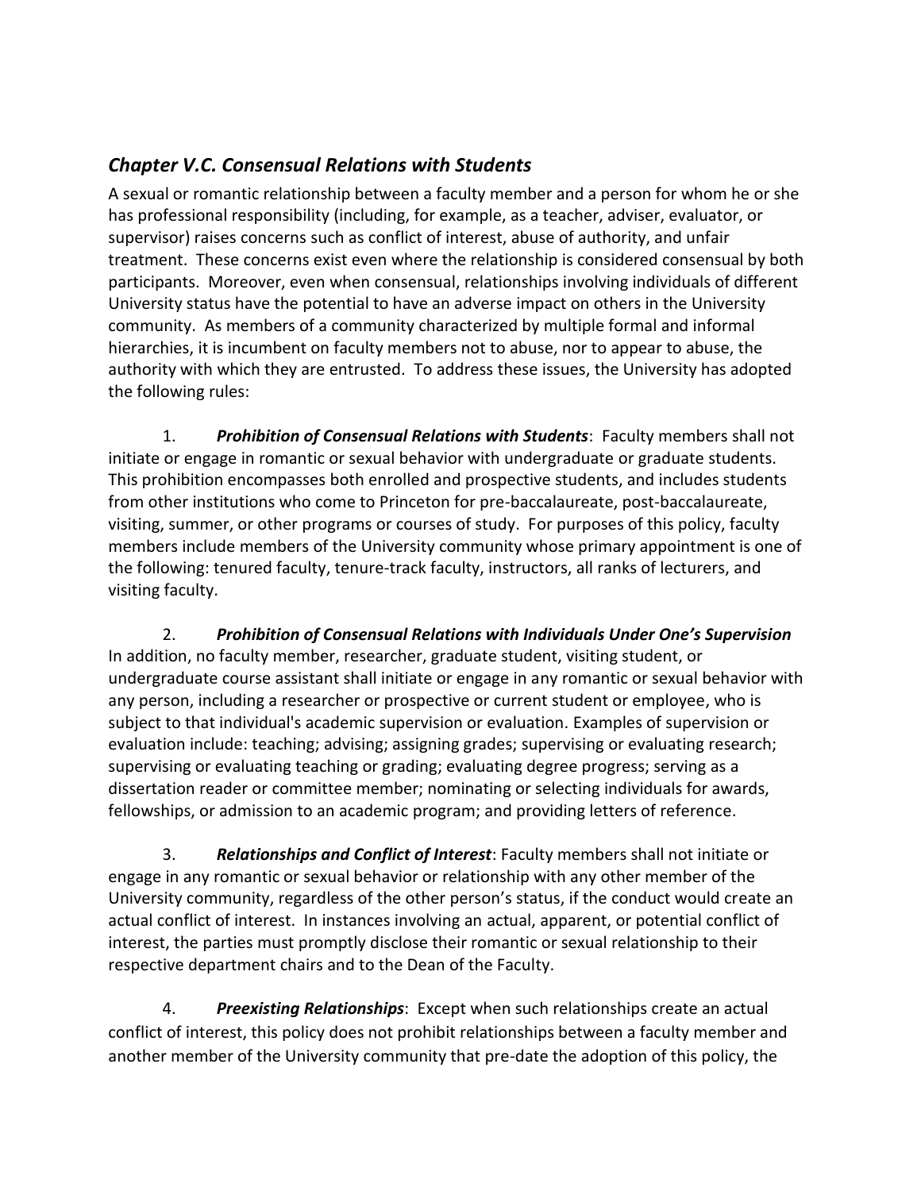## *Chapter V.C. Consensual Relations with Students*

A sexual or romantic relationship between a faculty member and a person for whom he or she has professional responsibility (including, for example, as a teacher, adviser, evaluator, or supervisor) raises concerns such as conflict of interest, abuse of authority, and unfair treatment. These concerns exist even where the relationship is considered consensual by both participants. Moreover, even when consensual, relationships involving individuals of different University status have the potential to have an adverse impact on others in the University community. As members of a community characterized by multiple formal and informal hierarchies, it is incumbent on faculty members not to abuse, nor to appear to abuse, the authority with which they are entrusted. To address these issues, the University has adopted the following rules:

1. ***Prohibition of Consensual Relations with Students***: Faculty members shall not initiate or engage in romantic or sexual behavior with undergraduate or graduate students. This prohibition encompasses both enrolled and prospective students, and includes students from other institutions who come to Princeton for pre-baccalaureate, post-baccalaureate, visiting, summer, or other programs or courses of study. For purposes of this policy, faculty members include members of the University community whose primary appointment is one of the following: tenured faculty, tenure-track faculty, instructors, all ranks of lecturers, and visiting faculty.

2. ***Prohibition of Consensual Relations with Individuals Under One's Supervision*** In addition, no faculty member, researcher, graduate student, visiting student, or undergraduate course assistant shall initiate or engage in any romantic or sexual behavior with any person, including a researcher or prospective or current student or employee, who is subject to that individual's academic supervision or evaluation. Examples of supervision or evaluation include: teaching; advising; assigning grades; supervising or evaluating research; supervising or evaluating teaching or grading; evaluating degree progress; serving as a dissertation reader or committee member; nominating or selecting individuals for awards, fellowships, or admission to an academic program; and providing letters of reference.

3. ***Relationships and Conflict of Interest***: Faculty members shall not initiate or engage in any romantic or sexual behavior or relationship with any other member of the University community, regardless of the other person's status, if the conduct would create an actual conflict of interest. In instances involving an actual, apparent, or potential conflict of interest, the parties must promptly disclose their romantic or sexual relationship to their respective department chairs and to the Dean of the Faculty.

4. ***Preexisting Relationships***: Except when such relationships create an actual conflict of interest, this policy does not prohibit relationships between a faculty member and another member of the University community that pre-date the adoption of this policy, the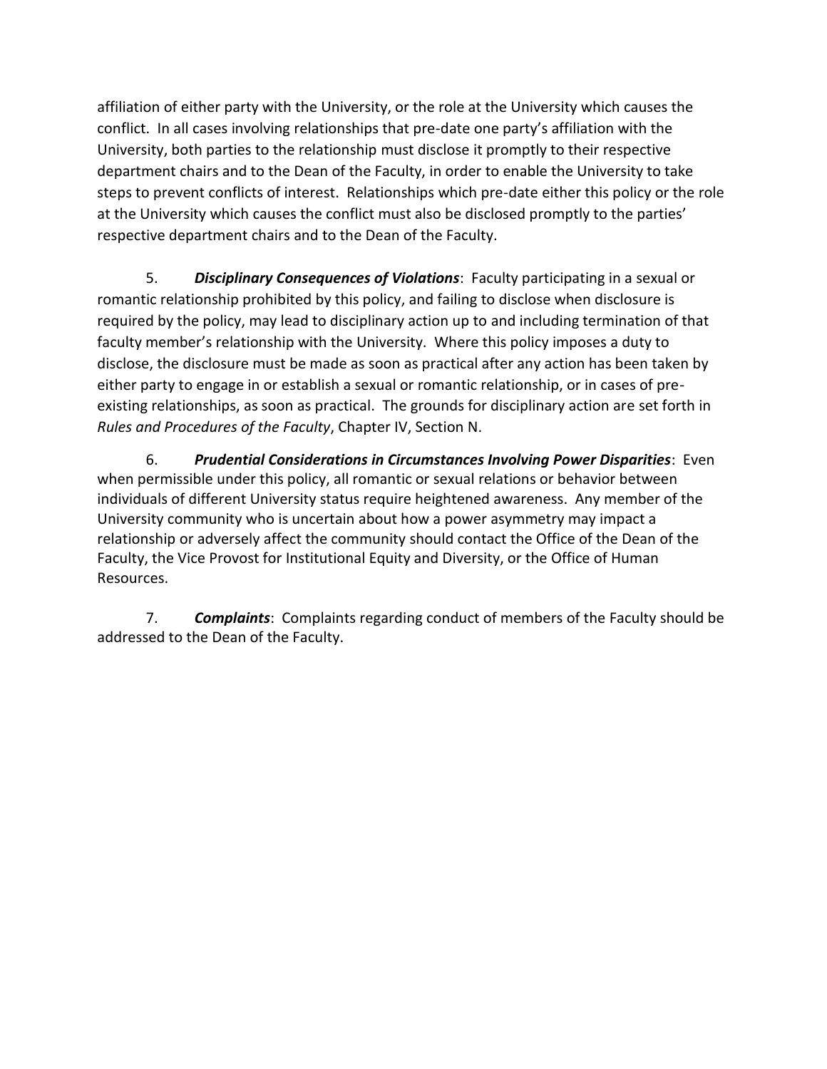affiliation of either party with the University, or the role at the University which causes the conflict. In all cases involving relationships that pre-date one party's affiliation with the University, both parties to the relationship must disclose it promptly to their respective department chairs and to the Dean of the Faculty, in order to enable the University to take steps to prevent conflicts of interest. Relationships which pre-date either this policy or the role at the University which causes the conflict must also be disclosed promptly to the parties' respective department chairs and to the Dean of the Faculty.

5. ***Disciplinary Consequences of Violations***: Faculty participating in a sexual or romantic relationship prohibited by this policy, and failing to disclose when disclosure is required by the policy, may lead to disciplinary action up to and including termination of that faculty member's relationship with the University. Where this policy imposes a duty to disclose, the disclosure must be made as soon as practical after any action has been taken by either party to engage in or establish a sexual or romantic relationship, or in cases of pre-existing relationships, as soon as practical. The grounds for disciplinary action are set forth in *Rules and Procedures of the Faculty*, Chapter IV, Section N.

6. ***Prudential Considerations in Circumstances Involving Power Disparities***: Even when permissible under this policy, all romantic or sexual relations or behavior between individuals of different University status require heightened awareness. Any member of the University community who is uncertain about how a power asymmetry may impact a relationship or adversely affect the community should contact the Office of the Dean of the Faculty, the Vice Provost for Institutional Equity and Diversity, or the Office of Human Resources.

7. ***Complaints***: Complaints regarding conduct of members of the Faculty should be addressed to the Dean of the Faculty.